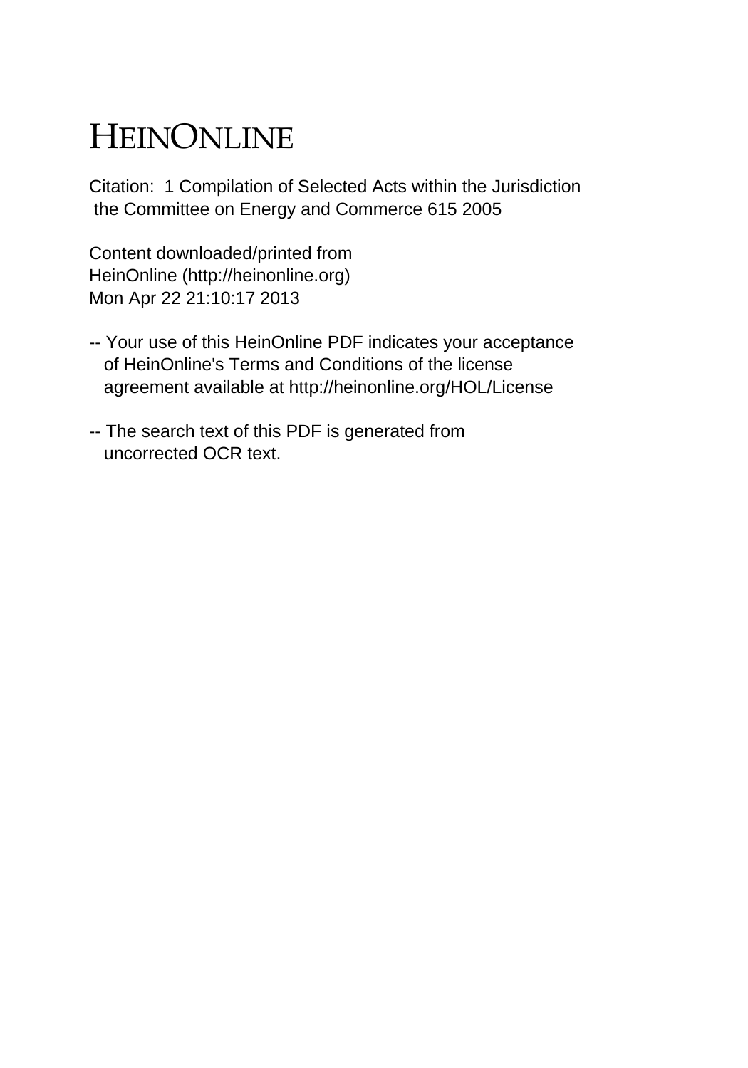# HEINONLINE

Citation: 1 Compilation of Selected Acts within the Jurisdiction the Committee on Energy and Commerce 615 2005

Content downloaded/printed from
HeinOnline (http://heinonline.org)
Mon Apr 22 21:10:17 2013

-- Your use of this HeinOnline PDF indicates your acceptance of HeinOnline's Terms and Conditions of the license agreement available at http://heinonline.org/HOL/License

-- The search text of this PDF is generated from uncorrected OCR text.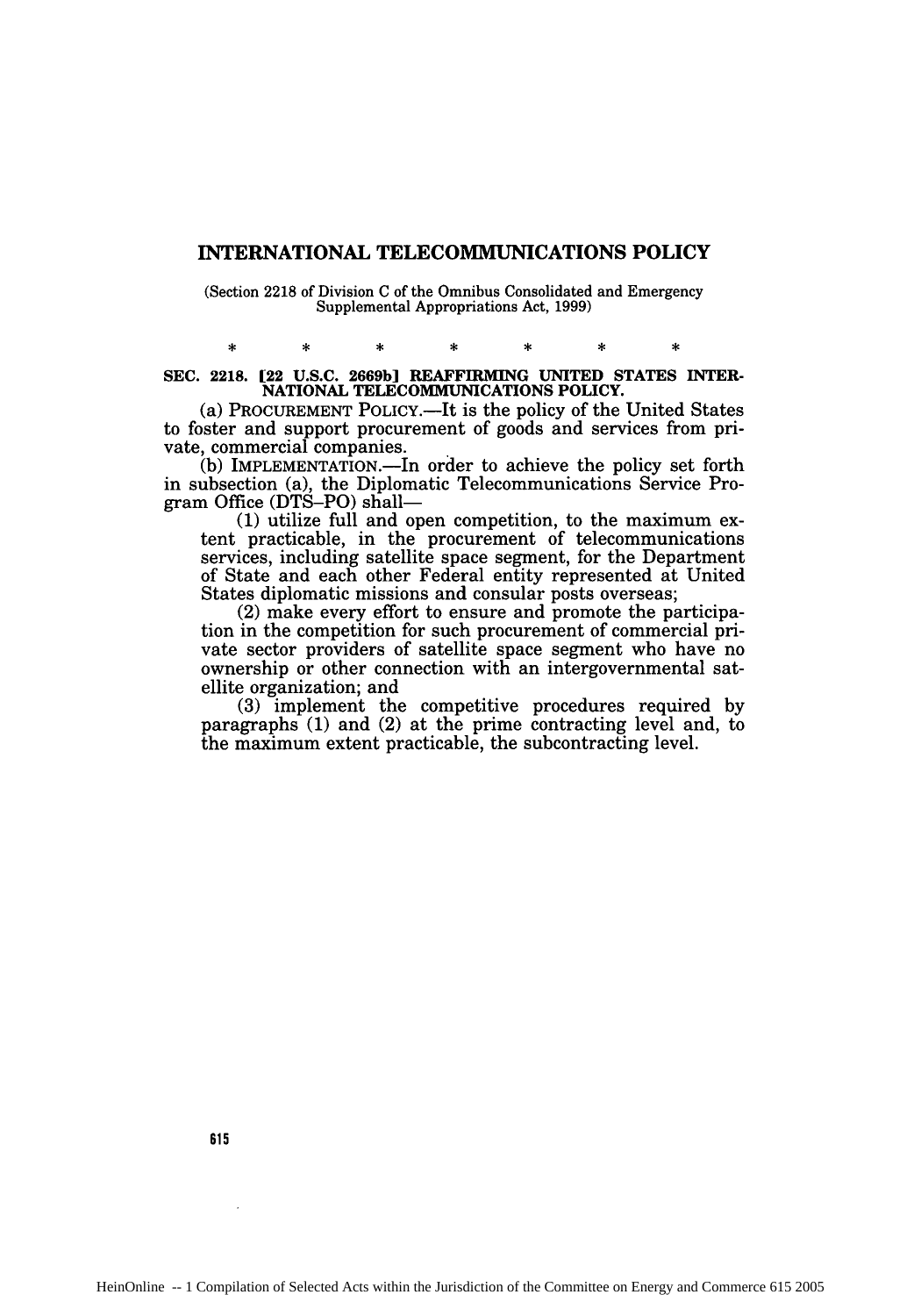# INTERNATIONAL TELECOMMUNICATIONS POLICY

(Section 2218 of Division C of the Omnibus Consolidated and Emergency Supplemental Appropriations Act, 1999)

\* \* \* \* \* \* \*

**SEC. 2218. [22 U.S.C. 2669b] REAFFIRMING UNITED STATES INTERNATIONAL TELECOMMUNICATIONS POLICY.**

(a) PROCUREMENT POLICY.—It is the policy of the United States to foster and support procurement of goods and services from private, commercial companies.

(b) IMPLEMENTATION.—In order to achieve the policy set forth in subsection (a), the Diplomatic Telecommunications Service Program Office (DTS–PO) shall—

(1) utilize full and open competition, to the maximum extent practicable, in the procurement of telecommunications services, including satellite space segment, for the Department of State and each other Federal entity represented at United States diplomatic missions and consular posts overseas;

(2) make every effort to ensure and promote the participation in the competition for such procurement of commercial private sector providers of satellite space segment who have no ownership or other connection with an intergovernmental satellite organization; and

(3) implement the competitive procedures required by paragraphs (1) and (2) at the prime contracting level and, to the maximum extent practicable, the subcontracting level.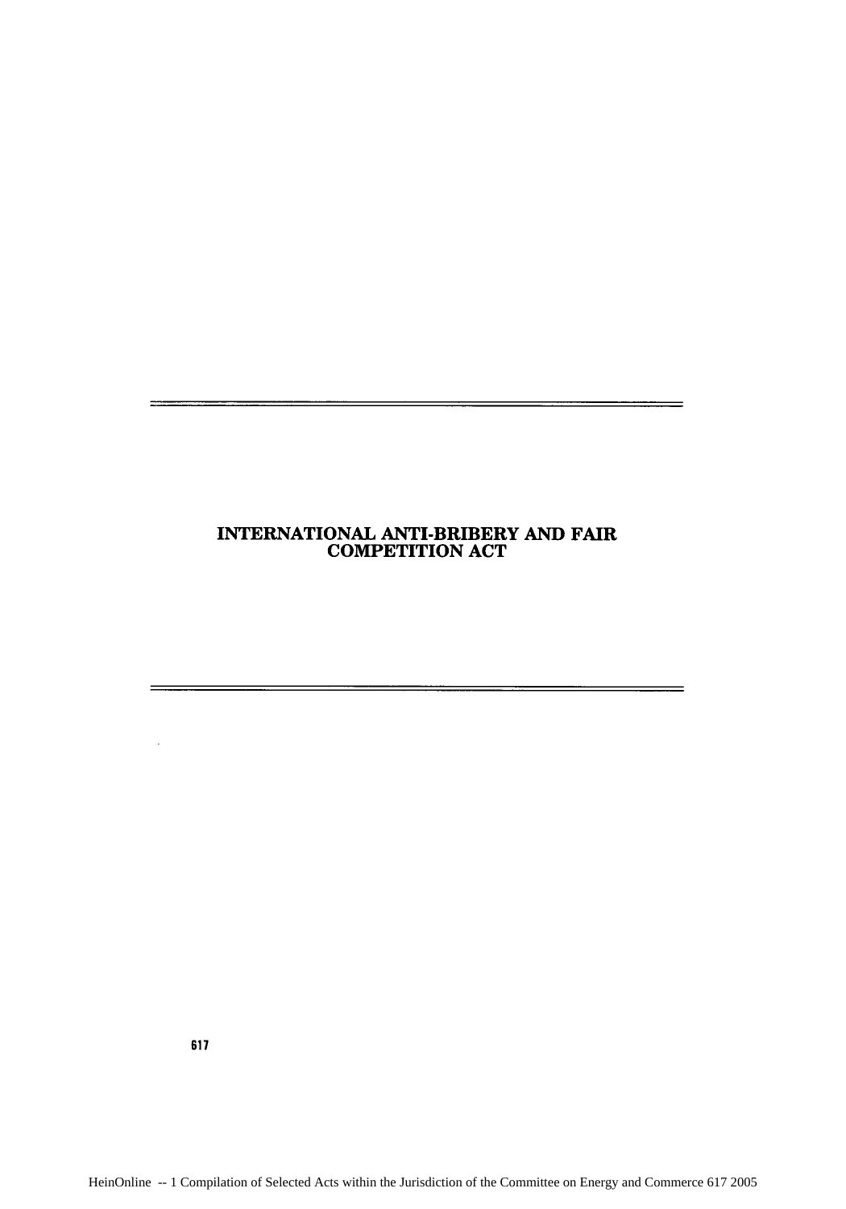# INTERNATIONAL ANTI-BRIBERY AND FAIR COMPETITION ACT